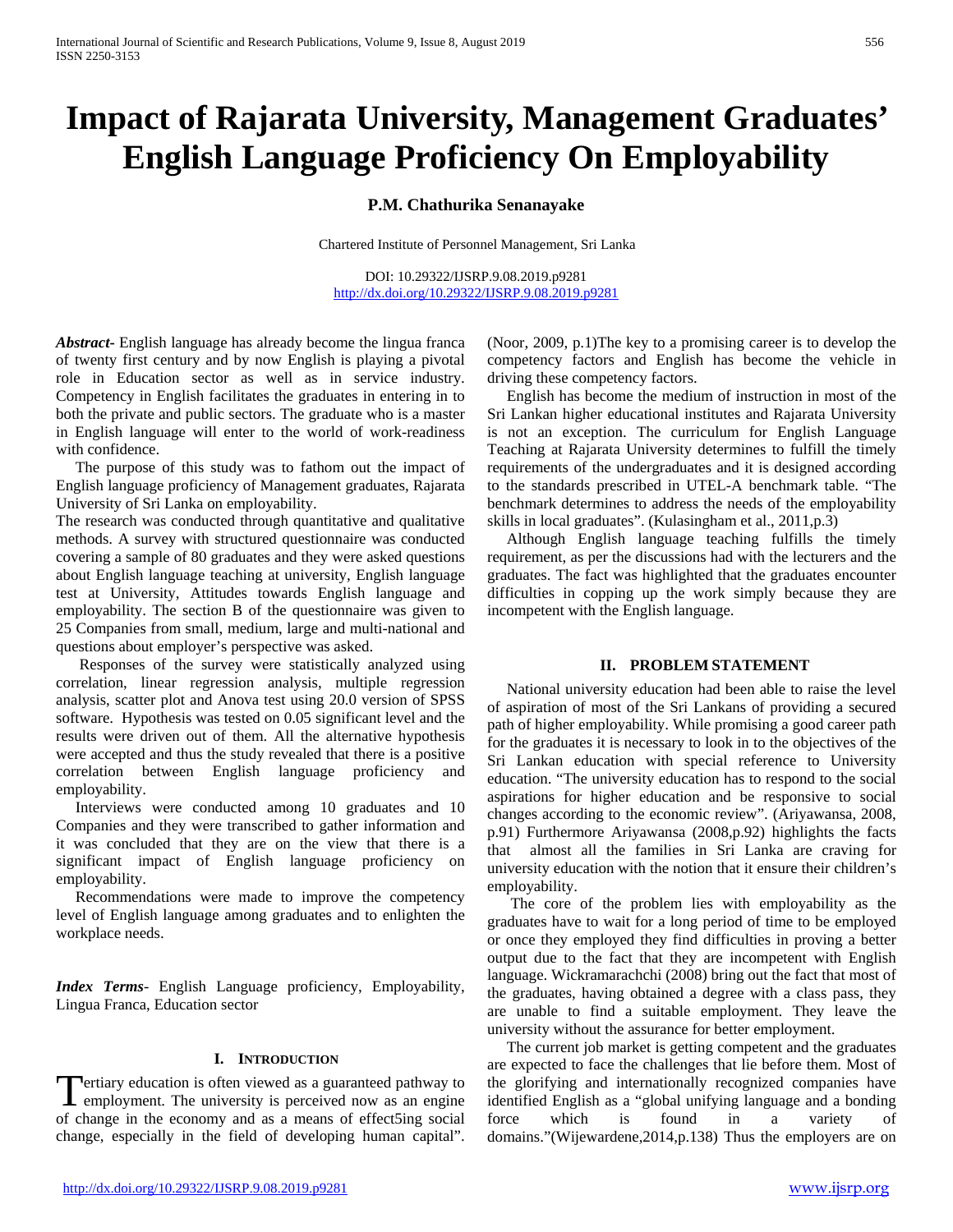# Impact of Rajarata University, Management Graduates' English Language Proficiency On Employability

**P.M. Chathurika Senanayake**

Chartered Institute of Personnel Management, Sri Lanka

DOI: 10.29322/IJSRP.9.08.2019.p9281
http://dx.doi.org/10.29322/IJSRP.9.08.2019.p9281

***Abstract***- English language has already become the lingua franca of twenty first century and by now English is playing a pivotal role in Education sector as well as in service industry. Competency in English facilitates the graduates in entering in to both the private and public sectors. The graduate who is a master in English language will enter to the world of work-readiness with confidence.

The purpose of this study was to fathom out the impact of English language proficiency of Management graduates, Rajarata University of Sri Lanka on employability.

The research was conducted through quantitative and qualitative methods. A survey with structured questionnaire was conducted covering a sample of 80 graduates and they were asked questions about English language teaching at university, English language test at University, Attitudes towards English language and employability. The section B of the questionnaire was given to 25 Companies from small, medium, large and multi-national and questions about employer's perspective was asked.

Responses of the survey were statistically analyzed using correlation, linear regression analysis, multiple regression analysis, scatter plot and Anova test using 20.0 version of SPSS software. Hypothesis was tested on 0.05 significant level and the results were driven out of them. All the alternative hypothesis were accepted and thus the study revealed that there is a positive correlation between English language proficiency and employability.

Interviews were conducted among 10 graduates and 10 Companies and they were transcribed to gather information and it was concluded that they are on the view that there is a significant impact of English language proficiency on employability.

Recommendations were made to improve the competency level of English language among graduates and to enlighten the workplace needs.

***Index Terms***- English Language proficiency, Employability, Lingua Franca, Education sector

## I. Introduction

Tertiary education is often viewed as a guaranteed pathway to employment. The university is perceived now as an engine of change in the economy and as a means of effect5ing social change, especially in the field of developing human capital". (Noor, 2009, p.1)The key to a promising career is to develop the competency factors and English has become the vehicle in driving these competency factors.

English has become the medium of instruction in most of the Sri Lankan higher educational institutes and Rajarata University is not an exception. The curriculum for English Language Teaching at Rajarata University determines to fulfill the timely requirements of the undergraduates and it is designed according to the standards prescribed in UTEL-A benchmark table. "The benchmark determines to address the needs of the employability skills in local graduates". (Kulasingham et al., 2011,p.3)

Although English language teaching fulfills the timely requirement, as per the discussions had with the lecturers and the graduates. The fact was highlighted that the graduates encounter difficulties in copping up the work simply because they are incompetent with the English language.

## II. Problem Statement

National university education had been able to raise the level of aspiration of most of the Sri Lankans of providing a secured path of higher employability. While promising a good career path for the graduates it is necessary to look in to the objectives of the Sri Lankan education with special reference to University education. "The university education has to respond to the social aspirations for higher education and be responsive to social changes according to the economic review". (Ariyawansa, 2008, p.91) Furthermore Ariyawansa (2008,p.92) highlights the facts that almost all the families in Sri Lanka are craving for university education with the notion that it ensure their children's employability.

The core of the problem lies with employability as the graduates have to wait for a long period of time to be employed or once they employed they find difficulties in proving a better output due to the fact that they are incompetent with English language. Wickramarachchi (2008) bring out the fact that most of the graduates, having obtained a degree with a class pass, they are unable to find a suitable employment. They leave the university without the assurance for better employment.

The current job market is getting competent and the graduates are expected to face the challenges that lie before them. Most of the glorifying and internationally recognized companies have identified English as a "global unifying language and a bonding force which is found in a variety of domains."(Wijewardene,2014,p.138) Thus the employers are on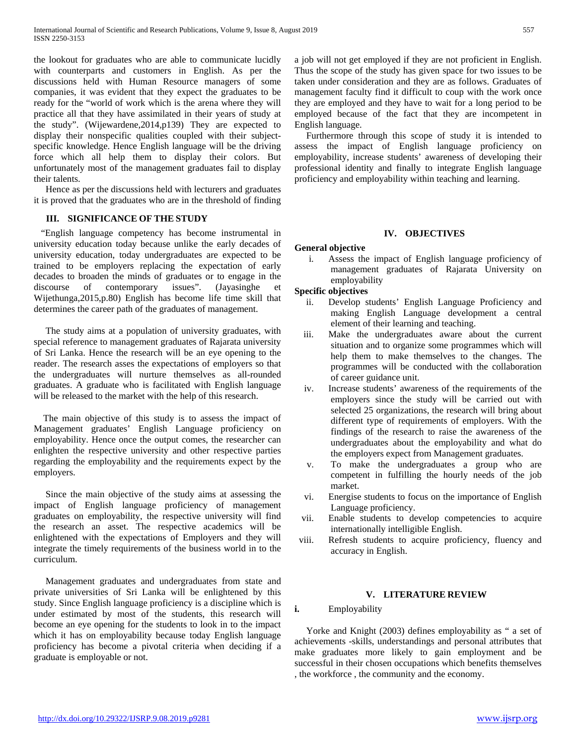the lookout for graduates who are able to communicate lucidly with counterparts and customers in English. As per the discussions held with Human Resource managers of some companies, it was evident that they expect the graduates to be ready for the "world of work which is the arena where they will practice all that they have assimilated in their years of study at the study". (Wijewardene,2014,p139) They are expected to display their nonspecific qualities coupled with their subject-specific knowledge. Hence English language will be the driving force which all help them to display their colors. But unfortunately most of the management graduates fail to display their talents.

Hence as per the discussions held with lecturers and graduates it is proved that the graduates who are in the threshold of finding a job will not get employed if they are not proficient in English. Thus the scope of the study has given space for two issues to be taken under consideration and they are as follows. Graduates of management faculty find it difficult to coup with the work once they are employed and they have to wait for a long period to be employed because of the fact that they are incompetent in English language.

Furthermore through this scope of study it is intended to assess the impact of English language proficiency on employability, increase students' awareness of developing their professional identity and finally to integrate English language proficiency and employability within teaching and learning.

## III. SIGNIFICANCE OF THE STUDY

"English language competency has become instrumental in university education today because unlike the early decades of university education, today undergraduates are expected to be trained to be employers replacing the expectation of early decades to broaden the minds of graduates or to engage in the discourse of contemporary issues". (Jayasinghe et Wijethunga,2015,p.80) English has become life time skill that determines the career path of the graduates of management.

The study aims at a population of university graduates, with special reference to management graduates of Rajarata university of Sri Lanka. Hence the research will be an eye opening to the reader. The research asses the expectations of employers so that the undergraduates will nurture themselves as all-rounded graduates. A graduate who is facilitated with English language will be released to the market with the help of this research.

The main objective of this study is to assess the impact of Management graduates' English Language proficiency on employability. Hence once the output comes, the researcher can enlighten the respective university and other respective parties regarding the employability and the requirements expect by the employers.

Since the main objective of the study aims at assessing the impact of English language proficiency of management graduates on employability, the respective university will find the research an asset. The respective academics will be enlightened with the expectations of Employers and they will integrate the timely requirements of the business world in to the curriculum.

Management graduates and undergraduates from state and private universities of Sri Lanka will be enlightened by this study. Since English language proficiency is a discipline which is under estimated by most of the students, this research will become an eye opening for the students to look in to the impact which it has on employability because today English language proficiency has become a pivotal criteria when deciding if a graduate is employable or not.

## IV. OBJECTIVES

**General objective**

i. Assess the impact of English language proficiency of management graduates of Rajarata University on employability

**Specific objectives**

ii. Develop students' English Language Proficiency and making English Language development a central element of their learning and teaching.
iii. Make the undergraduates aware about the current situation and to organize some programmes which will help them to make themselves to the changes. The programmes will be conducted with the collaboration of career guidance unit.
iv. Increase students' awareness of the requirements of the employers since the study will be carried out with selected 25 organizations, the research will bring about different type of requirements of employers. With the findings of the research to raise the awareness of the undergraduates about the employability and what do the employers expect from Management graduates.
v. To make the undergraduates a group who are competent in fulfilling the hourly needs of the job market.
vi. Energise students to focus on the importance of English Language proficiency.
vii. Enable students to develop competencies to acquire internationally intelligible English.
viii. Refresh students to acquire proficiency, fluency and accuracy in English.

## V. LITERATURE REVIEW

**i.** Employability

Yorke and Knight (2003) defines employability as " a set of achievements -skills, understandings and personal attributes that make graduates more likely to gain employment and be successful in their chosen occupations which benefits themselves , the workforce , the community and the economy.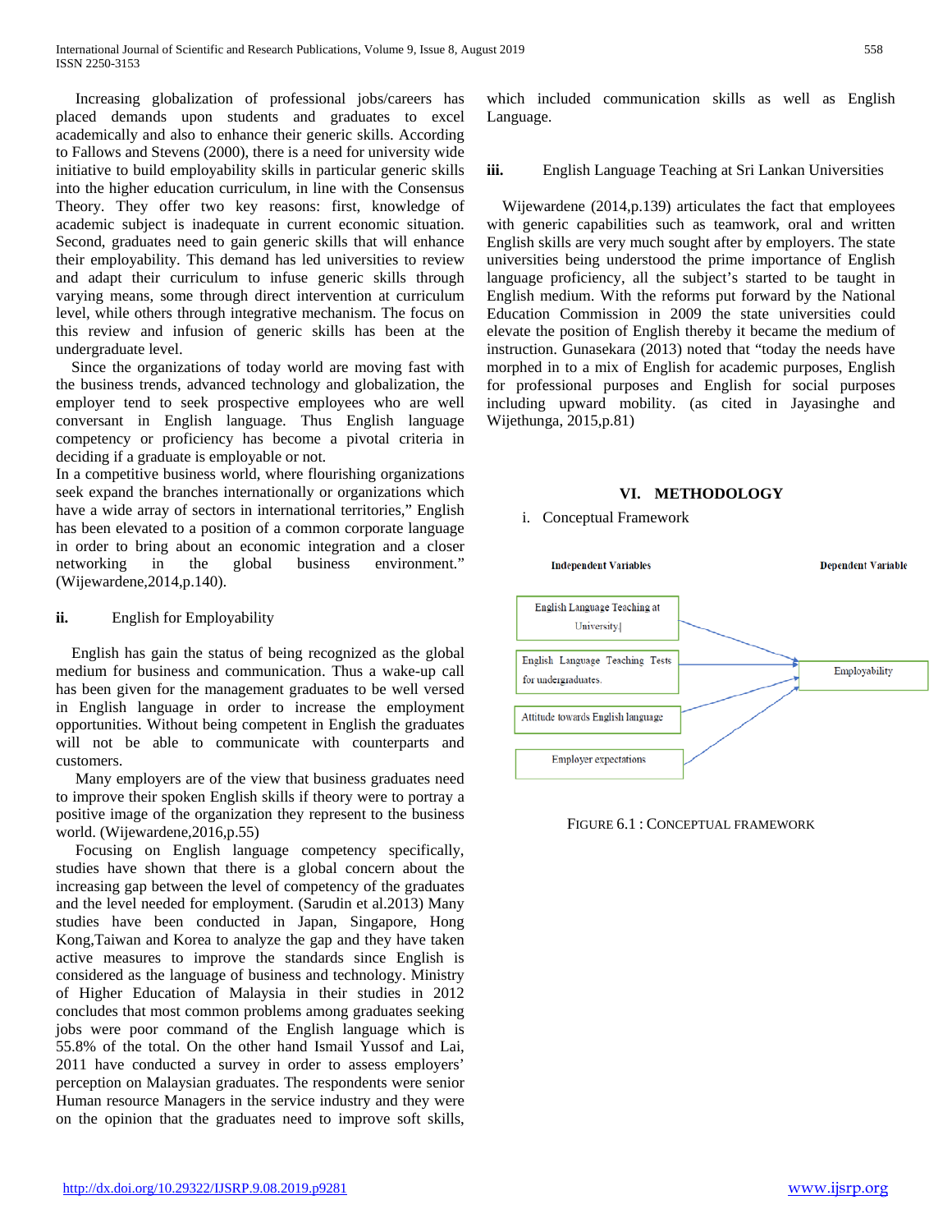Increasing globalization of professional jobs/careers has placed demands upon students and graduates to excel academically and also to enhance their generic skills. According to Fallows and Stevens (2000), there is a need for university wide initiative to build employability skills in particular generic skills into the higher education curriculum, in line with the Consensus Theory. They offer two key reasons: first, knowledge of academic subject is inadequate in current economic situation. Second, graduates need to gain generic skills that will enhance their employability. This demand has led universities to review and adapt their curriculum to infuse generic skills through varying means, some through direct intervention at curriculum level, while others through integrative mechanism. The focus on this review and infusion of generic skills has been at the undergraduate level.

Since the organizations of today world are moving fast with the business trends, advanced technology and globalization, the employer tend to seek prospective employees who are well conversant in English language. Thus English language competency or proficiency has become a pivotal criteria in deciding if a graduate is employable or not.

In a competitive business world, where flourishing organizations seek expand the branches internationally or organizations which have a wide array of sectors in international territories," English has been elevated to a position of a common corporate language in order to bring about an economic integration and a closer networking in the global business environment." (Wijewardene,2014,p.140).

### ii. English for Employability

English has gain the status of being recognized as the global medium for business and communication. Thus a wake-up call has been given for the management graduates to be well versed in English language in order to increase the employment opportunities. Without being competent in English the graduates will not be able to communicate with counterparts and customers.

Many employers are of the view that business graduates need to improve their spoken English skills if theory were to portray a positive image of the organization they represent to the business world. (Wijewardene,2016,p.55)

Focusing on English language competency specifically, studies have shown that there is a global concern about the increasing gap between the level of competency of the graduates and the level needed for employment. (Sarudin et al.2013) Many studies have been conducted in Japan, Singapore, Hong Kong,Taiwan and Korea to analyze the gap and they have taken active measures to improve the standards since English is considered as the language of business and technology. Ministry of Higher Education of Malaysia in their studies in 2012 concludes that most common problems among graduates seeking jobs were poor command of the English language which is 55.8% of the total. On the other hand Ismail Yussof and Lai, 2011 have conducted a survey in order to assess employers' perception on Malaysian graduates. The respondents were senior Human resource Managers in the service industry and they were on the opinion that the graduates need to improve soft skills, which included communication skills as well as English Language.

### iii. English Language Teaching at Sri Lankan Universities

Wijewardene (2014,p.139) articulates the fact that employees with generic capabilities such as teamwork, oral and written English skills are very much sought after by employers. The state universities being understood the prime importance of English language proficiency, all the subject's started to be taught in English medium. With the reforms put forward by the National Education Commission in 2009 the state universities could elevate the position of English thereby it became the medium of instruction. Gunasekara (2013) noted that "today the needs have morphed in to a mix of English for academic purposes, English for professional purposes and English for social purposes including upward mobility. (as cited in Jayasinghe and Wijethunga, 2015,p.81)

## VI. METHODOLOGY

i. Conceptual Framework

| Independent Variables | Dependent Variable |
|---|---|
| English Language Teaching at University | Employability |
| English Language Teaching Tests for undergraduates. | |
| Attitude towards English language | |
| Employer expectations | |

FIGURE 6.1 : CONCEPTUAL FRAMEWORK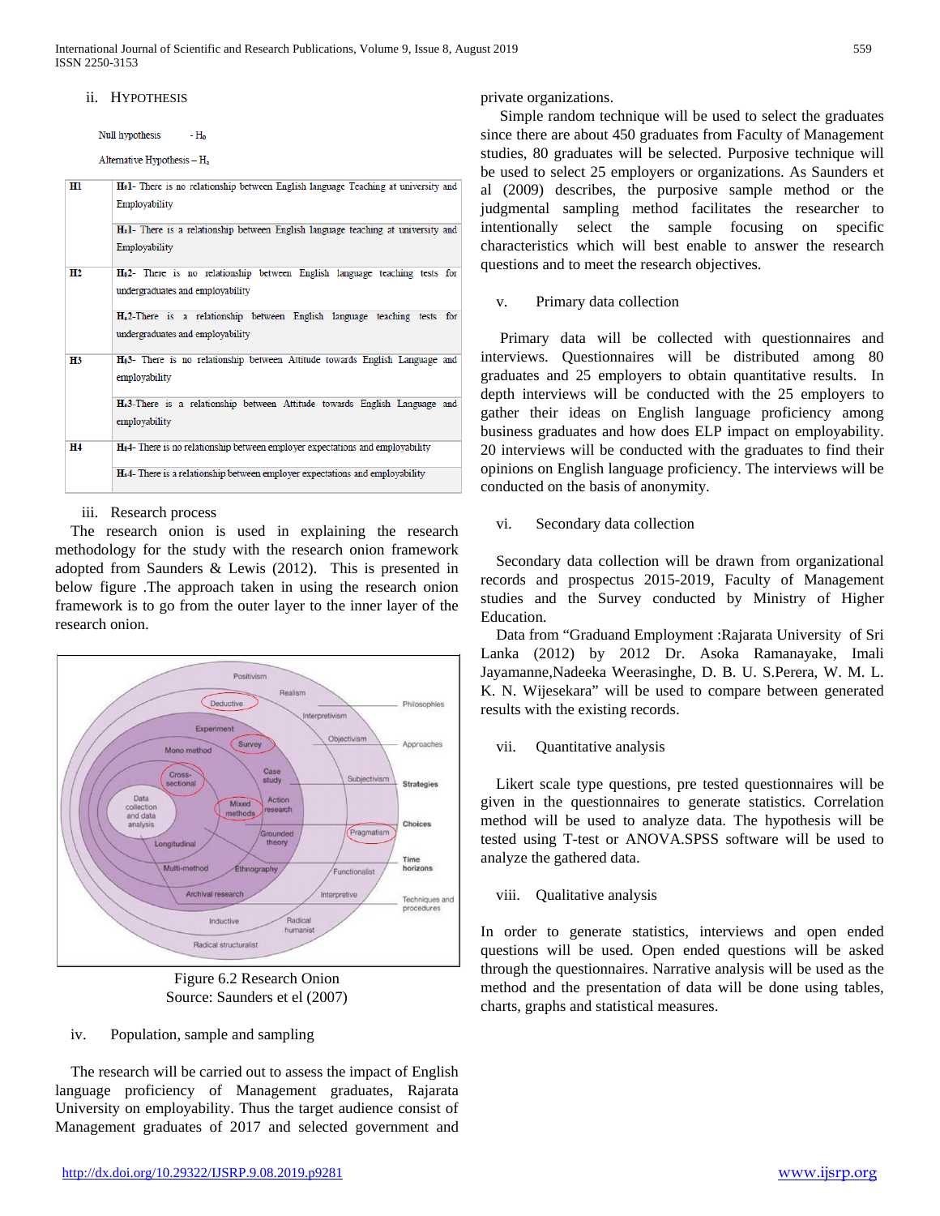## ii. Hypothesis

Null hypothesis - $H_0$

Alternative Hypothesis – $H_a$

| | |
|---|---|
| H1 | $H_0$1- There is no relationship between English language Teaching at university and Employability |
| | $H_a$1- There is a relationship between English language teaching at university and Employability |
| H2 | $H_0$2- There is no relationship between English language teaching tests for undergraduates and employability |
| | $H_a$2-There is a relationship between English language teaching tests for undergraduates and employability |
| H3 | $H_0$3- There is no relationship between Attitude towards English Language and employability |
| | $H_a$3-There is a relationship between Attitude towards English Language and employability |
| H4 | $H_0$4- There is no relationship between employer expectations and employability |
| | $H_a$4- There is a relationship between employer expectations and employability |

## iii. Research process

The research onion is used in explaining the research methodology for the study with the research onion framework adopted from Saunders & Lewis (2012). This is presented in below figure .The approach taken in using the research onion framework is to go from the outer layer to the inner layer of the research onion.

Figure 6.2 Research Onion
Source: Saunders et el (2007)

## iv. Population, sample and sampling

The research will be carried out to assess the impact of English language proficiency of Management graduates, Rajarata University on employability. Thus the target audience consist of Management graduates of 2017 and selected government and private organizations.

Simple random technique will be used to select the graduates since there are about 450 graduates from Faculty of Management studies, 80 graduates will be selected. Purposive technique will be used to select 25 employers or organizations. As Saunders et al (2009) describes, the purposive sample method or the judgmental sampling method facilitates the researcher to intentionally select the sample focusing on specific characteristics which will best enable to answer the research questions and to meet the research objectives.

## v. Primary data collection

Primary data will be collected with questionnaires and interviews. Questionnaires will be distributed among 80 graduates and 25 employers to obtain quantitative results. In depth interviews will be conducted with the 25 employers to gather their ideas on English language proficiency among business graduates and how does ELP impact on employability. 20 interviews will be conducted with the graduates to find their opinions on English language proficiency. The interviews will be conducted on the basis of anonymity.

## vi. Secondary data collection

Secondary data collection will be drawn from organizational records and prospectus 2015-2019, Faculty of Management studies and the Survey conducted by Ministry of Higher Education.

Data from "Graduand Employment :Rajarata University of Sri Lanka (2012) by 2012 Dr. Asoka Ramanayake, Imali Jayamanne,Nadeeka Weerasinghe, D. B. U. S.Perera, W. M. L. K. N. Wijesekara" will be used to compare between generated results with the existing records.

## vii. Quantitative analysis

Likert scale type questions, pre tested questionnaires will be given in the questionnaires to generate statistics. Correlation method will be used to analyze data. The hypothesis will be tested using T-test or ANOVA.SPSS software will be used to analyze the gathered data.

## viii. Qualitative analysis

In order to generate statistics, interviews and open ended questions will be used. Open ended questions will be asked through the questionnaires. Narrative analysis will be used as the method and the presentation of data will be done using tables, charts, graphs and statistical measures.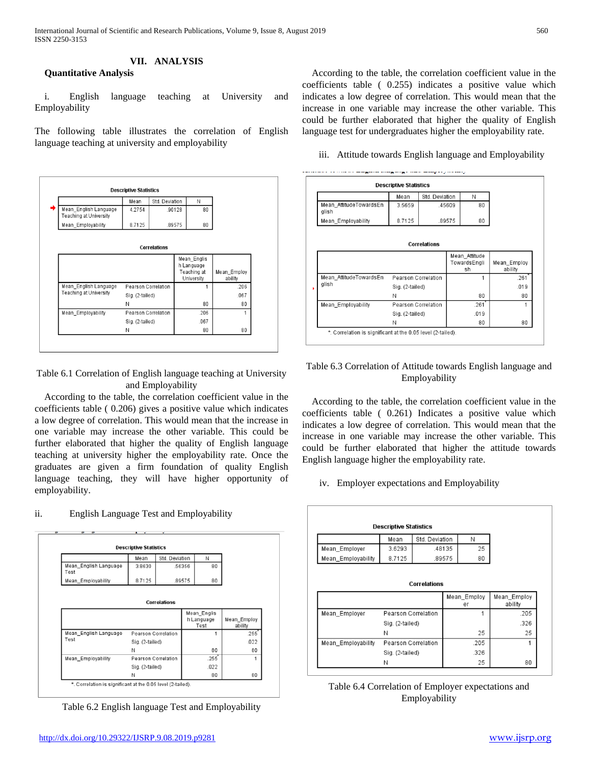## VII. ANALYSIS

### Quantitative Analysis

i. English language teaching at University and Employability

The following table illustrates the correlation of English language teaching at university and employability

**Descriptive Statistics**

| | Mean | Std. Deviation | N |
|---|---|---|---|
| Mean_English Language Teaching at University | 4.2754 | .90128 | 80 |
| Mean_Employability | 8.7125 | .89575 | 80 |

**Correlations**

| | | Mean_English Language Teaching at University | Mean_Employability |
|---|---|---|---|
| Mean_English Language Teaching at University | Pearson Correlation | 1 | .206 |
| | Sig. (2-tailed) | | .067 |
| | N | 80 | 80 |
| Mean_Employability | Pearson Correlation | .206 | 1 |
| | Sig. (2-tailed) | .067 | |
| | N | 80 | 80 |

Table 6.1 Correlation of English language teaching at University and Employability

According to the table, the correlation coefficient value in the coefficients table ( 0.206) gives a positive value which indicates a low degree of correlation. This would mean that the increase in one variable may increase the other variable. This could be further elaborated that higher the quality of English language teaching at university higher the employability rate. Once the graduates are given a firm foundation of quality English language teaching, they will have higher opportunity of employability.

ii. English Language Test and Employability

**Descriptive Statistics**

| | Mean | Std. Deviation | N |
|---|---|---|---|
| Mean_English Language Test | 3.8630 | .56356 | 80 |
| Mean_Employability | 8.7125 | .89575 | 80 |

**Correlations**

| | | Mean_English Language Test | Mean_Employability |
|---|---|---|---|
| Mean_English Language Test | Pearson Correlation | 1 | .255* |
| | Sig. (2-tailed) | | .022 |
| | N | 80 | 80 |
| Mean_Employability | Pearson Correlation | .255* | 1 |
| | Sig. (2-tailed) | .022 | |
| | N | 80 | 80 |

*. Correlation is significant at the 0.05 level (2-tailed).

Table 6.2 English language Test and Employability

According to the table, the correlation coefficient value in the coefficients table ( 0.255) indicates a positive value which indicates a low degree of correlation. This would mean that the increase in one variable may increase the other variable. This could be further elaborated that higher the quality of English language test for undergraduates higher the employability rate.

iii. Attitude towards English language and Employability

**Descriptive Statistics**

| | Mean | Std. Deviation | N |
|---|---|---|---|
| Mean_AttitudeTowardsEnglish | 3.5659 | .45609 | 80 |
| Mean_Employability | 8.7125 | .89575 | 80 |

**Correlations**

| | | Mean_AttitudeTowardsEnglish | Mean_Employability |
|---|---|---|---|
| Mean_AttitudeTowardsEnglish | Pearson Correlation | 1 | .261* |
| | Sig. (2-tailed) | | .019 |
| | N | 80 | 80 |
| Mean_Employability | Pearson Correlation | .261* | 1 |
| | Sig. (2-tailed) | .019 | |
| | N | 80 | 80 |

*. Correlation is significant at the 0.05 level (2-tailed).

Table 6.3 Correlation of Attitude towards English language and Employability

According to the table, the correlation coefficient value in the coefficients table ( 0.261) Indicates a positive value which indicates a low degree of correlation. This would mean that the increase in one variable may increase the other variable. This could be further elaborated that higher the attitude towards English language higher the employability rate.

iv. Employer expectations and Employability

**Descriptive Statistics**

| | Mean | Std. Deviation | N |
|---|---|---|---|
| Mean_Employer | 3.6293 | .48135 | 25 |
| Mean_Employability | 8.7125 | .89575 | 80 |

**Correlations**

| | | Mean_Employer | Mean_Employability |
|---|---|---|---|
| Mean_Employer | Pearson Correlation | 1 | .205 |
| | Sig. (2-tailed) | | .326 |
| | N | 25 | 25 |
| Mean_Employability | Pearson Correlation | .205 | 1 |
| | Sig. (2-tailed) | .326 | |
| | N | 25 | 80 |

Table 6.4 Correlation of Employer expectations and Employability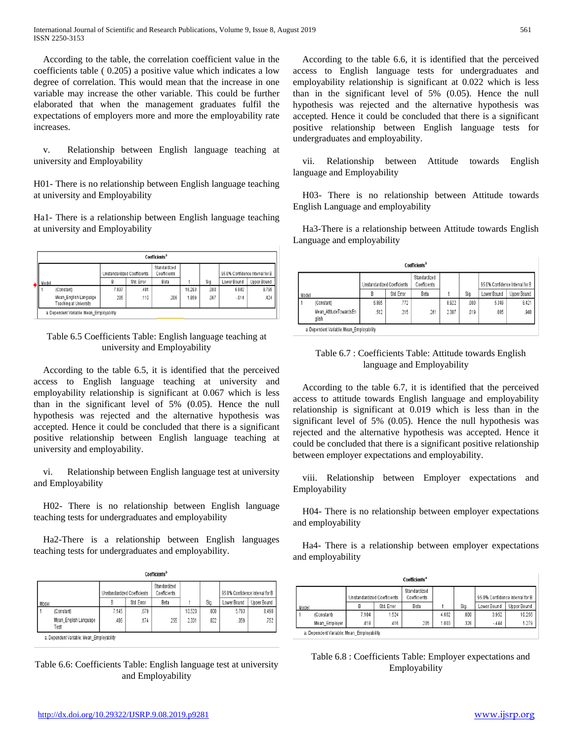According to the table, the correlation coefficient value in the coefficients table ( 0.205) a positive value which indicates a low degree of correlation. This would mean that the increase in one variable may increase the other variable. This could be further elaborated that when the management graduates fulfil the expectations of employers more and more the employability rate increases.

v. Relationship between English language teaching at university and Employability

H01- There is no relationship between English language teaching at university and Employability

Ha1- There is a relationship between English language teaching at university and Employability

| Coefficients[a] | | | | | | | | |
|---|---|---|---|---|---|---|---|---|
| | Unstandardized Coefficients | | Standardized Coefficients | | | 95.0% Confidence Interval for B | |
| Model | B | Std. Error | Beta | t | Sig. | Lower Bound | Upper Bound |
| 1 (Constant) | 7.837 | .481 | | 16.293 | .000 | 6.880 | 8.795 |
| Mean_English Language Teaching at University | .205 | .110 | .206 | 1.859 | .067 | -.014 | .424 |

a. Dependent Variable: Mean_Employability

Table 6.5 Coefficients Table: English language teaching at university and Employability

According to the table 6.5, it is identified that the perceived access to English language teaching at university and employability relationship is significant at 0.067 which is less than in the significant level of 5% (0.05). Hence the null hypothesis was rejected and the alternative hypothesis was accepted. Hence it could be concluded that there is a significant positive relationship between English language teaching at university and employability.

vi. Relationship between English language test at university and Employability

H02- There is no relationship between English language teaching tests for undergraduates and employability

Ha2-There is a relationship between English languages teaching tests for undergraduates and employability.

| Coefficients[a] | | | | | | | |
|---|---|---|---|---|---|---|---|
| | Unstandardized Coefficients | | Standardized Coefficients | | | 95.0% Confidence Interval for B | |
| Model | B | Std. Error | Beta | t | Sig. | Lower Bound | Upper Bound |
| 1 (Constant) | 7.145 | .679 | | 10.520 | .000 | 5.793 | 8.498 |
| Mean_English Language Test | .406 | .174 | .255 | 2.331 | .022 | .059 | .752 |

a. Dependent Variable: Mean_Employability

Table 6.6: Coefficients Table: English language test at university and Employability

According to the table 6.6, it is identified that the perceived access to English language tests for undergraduates and employability relationship is significant at 0.022 which is less than in the significant level of 5% (0.05). Hence the null hypothesis was rejected and the alternative hypothesis was accepted. Hence it could be concluded that there is a significant positive relationship between English language tests for undergraduates and employability.

vii. Relationship between Attitude towards English language and Employability

H03- There is no relationship between Attitude towards English Language and employability

Ha3-There is a relationship between Attitude towards English Language and employability

| Coefficients[a] | | | | | | | |
|---|---|---|---|---|---|---|---|
| | Unstandardized Coefficients | | Standardized Coefficients | | | 95.0% Confidence Interval for B | |
| Model | B | Std. Error | Beta | t | Sig. | Lower Bound | Upper Bound |
| 1 (Constant) | 6.885 | .772 | | 8.922 | .000 | 5.349 | 8.421 |
| Mean_AttitudeTowardsEnglish | .512 | .215 | .261 | 2.387 | .019 | .085 | .940 |

a. Dependent Variable: Mean_Employability

Table 6.7 : Coefficients Table: Attitude towards English language and Employability

According to the table 6.7, it is identified that the perceived access to attitude towards English language and employability relationship is significant at 0.019 which is less than in the significant level of 5% (0.05). Hence the null hypothesis was rejected and the alternative hypothesis was accepted. Hence it could be concluded that there is a significant positive relationship between employer expectations and employability.

viii. Relationship between Employer expectations and Employability

H04- There is no relationship between employer expectations and employability

Ha4- There is a relationship between employer expectations and employability

| Coefficients[a] | | | | | | | |
|---|---|---|---|---|---|---|---|
| | Unstandardized Coefficients | | Standardized Coefficients | | | 95.0% Confidence Interval for B | |
| Model | B | Std. Error | Beta | t | Sig. | Lower Bound | Upper Bound |
| 1 (Constant) | 7.104 | 1.524 | | 4.662 | .000 | 3.952 | 10.256 |
| Mean_Employer | .418 | .416 | .205 | 1.003 | .326 | -.444 | 1.279 |

a. Dependent Variable: Mean_Employability

Table 6.8 : Coefficients Table: Employer expectations and Employability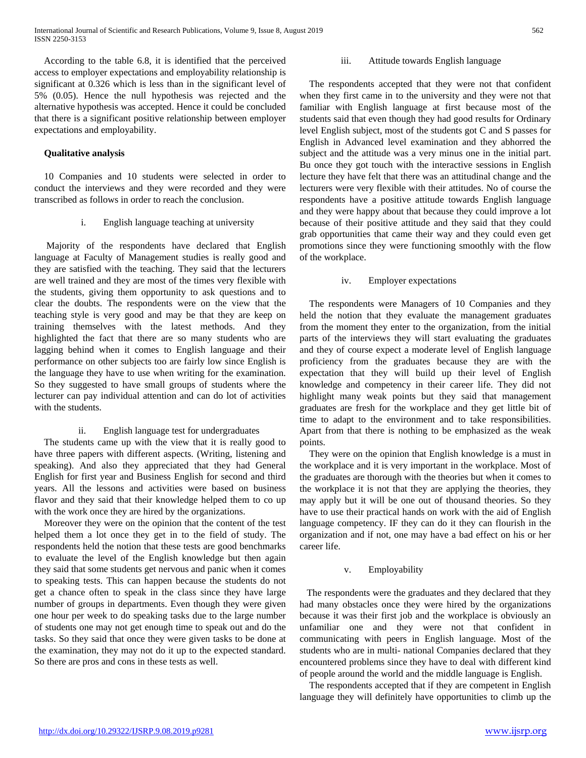According to the table 6.8, it is identified that the perceived access to employer expectations and employability relationship is significant at 0.326 which is less than in the significant level of 5% (0.05). Hence the null hypothesis was rejected and the alternative hypothesis was accepted. Hence it could be concluded that there is a significant positive relationship between employer expectations and employability.

**Qualitative analysis**

10 Companies and 10 students were selected in order to conduct the interviews and they were recorded and they were transcribed as follows in order to reach the conclusion.

i. English language teaching at university

Majority of the respondents have declared that English language at Faculty of Management studies is really good and they are satisfied with the teaching. They said that the lecturers are well trained and they are most of the times very flexible with the students, giving them opportunity to ask questions and to clear the doubts. The respondents were on the view that the teaching style is very good and may be that they are keep on training themselves with the latest methods. And they highlighted the fact that there are so many students who are lagging behind when it comes to English language and their performance on other subjects too are fairly low since English is the language they have to use when writing for the examination. So they suggested to have small groups of students where the lecturer can pay individual attention and can do lot of activities with the students.

ii. English language test for undergraduates

The students came up with the view that it is really good to have three papers with different aspects. (Writing, listening and speaking). And also they appreciated that they had General English for first year and Business English for second and third years. All the lessons and activities were based on business flavor and they said that their knowledge helped them to co up with the work once they are hired by the organizations.

Moreover they were on the opinion that the content of the test helped them a lot once they get in to the field of study. The respondents held the notion that these tests are good benchmarks to evaluate the level of the English knowledge but then again they said that some students get nervous and panic when it comes to speaking tests. This can happen because the students do not get a chance often to speak in the class since they have large number of groups in departments. Even though they were given one hour per week to do speaking tasks due to the large number of students one may not get enough time to speak out and do the tasks. So they said that once they were given tasks to be done at the examination, they may not do it up to the expected standard. So there are pros and cons in these tests as well.

iii. Attitude towards English language

The respondents accepted that they were not that confident when they first came in to the university and they were not that familiar with English language at first because most of the students said that even though they had good results for Ordinary level English subject, most of the students got C and S passes for English in Advanced level examination and they abhorred the subject and the attitude was a very minus one in the initial part. Bu once they got touch with the interactive sessions in English lecture they have felt that there was an attitudinal change and the lecturers were very flexible with their attitudes. No of course the respondents have a positive attitude towards English language and they were happy about that because they could improve a lot because of their positive attitude and they said that they could grab opportunities that came their way and they could even get promotions since they were functioning smoothly with the flow of the workplace.

iv. Employer expectations

The respondents were Managers of 10 Companies and they held the notion that they evaluate the management graduates from the moment they enter to the organization, from the initial parts of the interviews they will start evaluating the graduates and they of course expect a moderate level of English language proficiency from the graduates because they are with the expectation that they will build up their level of English knowledge and competency in their career life. They did not highlight many weak points but they said that management graduates are fresh for the workplace and they get little bit of time to adapt to the environment and to take responsibilities. Apart from that there is nothing to be emphasized as the weak points.

They were on the opinion that English knowledge is a must in the workplace and it is very important in the workplace. Most of the graduates are thorough with the theories but when it comes to the workplace it is not that they are applying the theories, they may apply but it will be one out of thousand theories. So they have to use their practical hands on work with the aid of English language competency. IF they can do it they can flourish in the organization and if not, one may have a bad effect on his or her career life.

v. Employability

The respondents were the graduates and they declared that they had many obstacles once they were hired by the organizations because it was their first job and the workplace is obviously an unfamiliar one and they were not that confident in communicating with peers in English language. Most of the students who are in multi- national Companies declared that they encountered problems since they have to deal with different kind of people around the world and the middle language is English.

The respondents accepted that if they are competent in English language they will definitely have opportunities to climb up the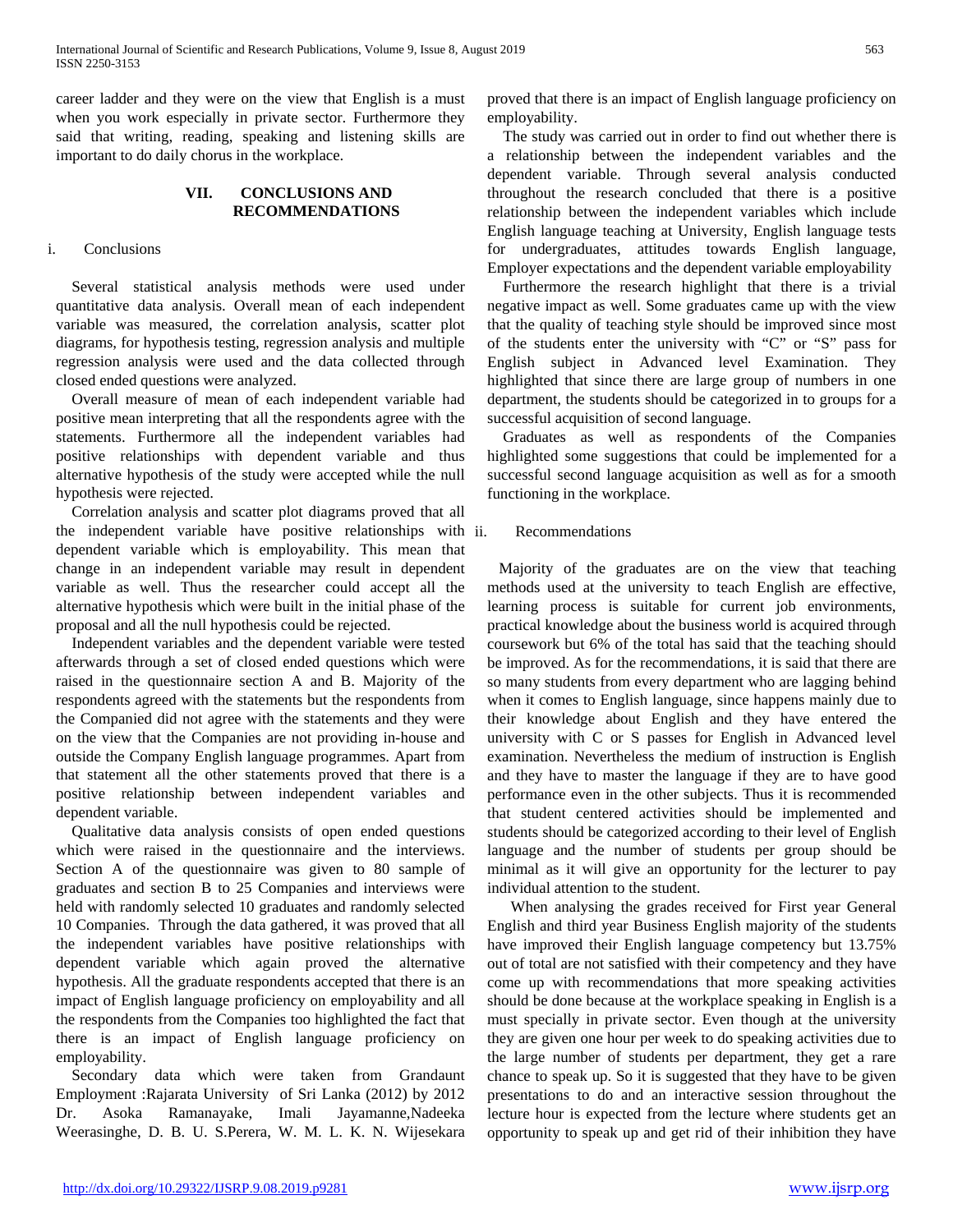career ladder and they were on the view that English is a must when you work especially in private sector. Furthermore they said that writing, reading, speaking and listening skills are important to do daily chorus in the workplace.

## VII. CONCLUSIONS AND RECOMMENDATIONS

### i. Conclusions

Several statistical analysis methods were used under quantitative data analysis. Overall mean of each independent variable was measured, the correlation analysis, scatter plot diagrams, for hypothesis testing, regression analysis and multiple regression analysis were used and the data collected through closed ended questions were analyzed.

Overall measure of mean of each independent variable had positive mean interpreting that all the respondents agree with the statements. Furthermore all the independent variables had positive relationships with dependent variable and thus alternative hypothesis of the study were accepted while the null hypothesis were rejected.

Correlation analysis and scatter plot diagrams proved that all the independent variable have positive relationships with dependent variable which is employability. This mean that change in an independent variable may result in dependent variable as well. Thus the researcher could accept all the alternative hypothesis which were built in the initial phase of the proposal and all the null hypothesis could be rejected.

Independent variables and the dependent variable were tested afterwards through a set of closed ended questions which were raised in the questionnaire section A and B. Majority of the respondents agreed with the statements but the respondents from the Companied did not agree with the statements and they were on the view that the Companies are not providing in-house and outside the Company English language programmes. Apart from that statement all the other statements proved that there is a positive relationship between independent variables and dependent variable.

Qualitative data analysis consists of open ended questions which were raised in the questionnaire and the interviews. Section A of the questionnaire was given to 80 sample of graduates and section B to 25 Companies and interviews were held with randomly selected 10 graduates and randomly selected 10 Companies. Through the data gathered, it was proved that all the independent variables have positive relationships with dependent variable which again proved the alternative hypothesis. All the graduate respondents accepted that there is an impact of English language proficiency on employability and all the respondents from the Companies too highlighted the fact that there is an impact of English language proficiency on employability.

Secondary data which were taken from Grandaunt Employment :Rajarata University of Sri Lanka (2012) by 2012 Dr. Asoka Ramanayake, Imali Jayamanne,Nadeeka Weerasinghe, D. B. U. S.Perera, W. M. L. K. N. Wijesekara proved that there is an impact of English language proficiency on employability.

The study was carried out in order to find out whether there is a relationship between the independent variables and the dependent variable. Through several analysis conducted throughout the research concluded that there is a positive relationship between the independent variables which include English language teaching at University, English language tests for undergraduates, attitudes towards English language, Employer expectations and the dependent variable employability

Furthermore the research highlight that there is a trivial negative impact as well. Some graduates came up with the view that the quality of teaching style should be improved since most of the students enter the university with "C" or "S" pass for English subject in Advanced level Examination. They highlighted that since there are large group of numbers in one department, the students should be categorized in to groups for a successful acquisition of second language.

Graduates as well as respondents of the Companies highlighted some suggestions that could be implemented for a successful second language acquisition as well as for a smooth functioning in the workplace.

### ii. Recommendations

Majority of the graduates are on the view that teaching methods used at the university to teach English are effective, learning process is suitable for current job environments, practical knowledge about the business world is acquired through coursework but 6% of the total has said that the teaching should be improved. As for the recommendations, it is said that there are so many students from every department who are lagging behind when it comes to English language, since happens mainly due to their knowledge about English and they have entered the university with C or S passes for English in Advanced level examination. Nevertheless the medium of instruction is English and they have to master the language if they are to have good performance even in the other subjects. Thus it is recommended that student centered activities should be implemented and students should be categorized according to their level of English language and the number of students per group should be minimal as it will give an opportunity for the lecturer to pay individual attention to the student.

When analysing the grades received for First year General English and third year Business English majority of the students have improved their English language competency but 13.75% out of total are not satisfied with their competency and they have come up with recommendations that more speaking activities should be done because at the workplace speaking in English is a must specially in private sector. Even though at the university they are given one hour per week to do speaking activities due to the large number of students per department, they get a rare chance to speak up. So it is suggested that they have to be given presentations to do and an interactive session throughout the lecture hour is expected from the lecture where students get an opportunity to speak up and get rid of their inhibition they have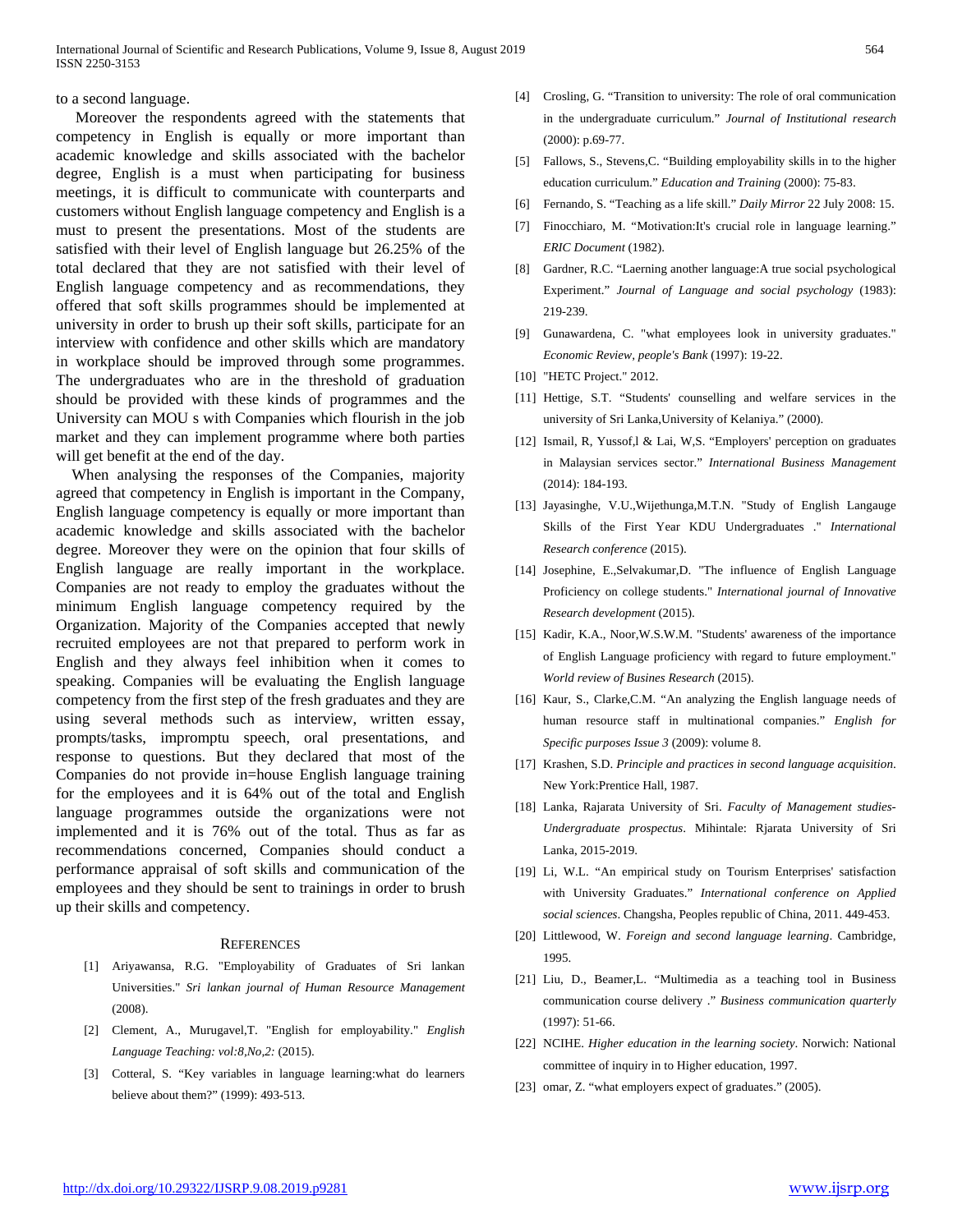to a second language.

Moreover the respondents agreed with the statements that competency in English is equally or more important than academic knowledge and skills associated with the bachelor degree, English is a must when participating for business meetings, it is difficult to communicate with counterparts and customers without English language competency and English is a must to present the presentations. Most of the students are satisfied with their level of English language but 26.25% of the total declared that they are not satisfied with their level of English language competency and as recommendations, they offered that soft skills programmes should be implemented at university in order to brush up their soft skills, participate for an interview with confidence and other skills which are mandatory in workplace should be improved through some programmes. The undergraduates who are in the threshold of graduation should be provided with these kinds of programmes and the University can MOU s with Companies which flourish in the job market and they can implement programme where both parties will get benefit at the end of the day.

When analysing the responses of the Companies, majority agreed that competency in English is important in the Company, English language competency is equally or more important than academic knowledge and skills associated with the bachelor degree. Moreover they were on the opinion that four skills of English language are really important in the workplace. Companies are not ready to employ the graduates without the minimum English language competency required by the Organization. Majority of the Companies accepted that newly recruited employees are not that prepared to perform work in English and they always feel inhibition when it comes to speaking. Companies will be evaluating the English language competency from the first step of the fresh graduates and they are using several methods such as interview, written essay, prompts/tasks, impromptu speech, oral presentations, and response to questions. But they declared that most of the Companies do not provide in=house English language training for the employees and it is 64% out of the total and English language programmes outside the organizations were not implemented and it is 76% out of the total. Thus as far as recommendations concerned, Companies should conduct a performance appraisal of soft skills and communication of the employees and they should be sent to trainings in order to brush up their skills and competency.

## References

[1] Ariyawansa, R.G. "Employability of Graduates of Sri lankan Universities." *Sri lankan journal of Human Resource Management* (2008).

[2] Clement, A., Murugavel,T. "English for employability." *English Language Teaching: vol:8,No,2:* (2015).

[3] Cotteral, S. "Key variables in language learning:what do learners believe about them?" (1999): 493-513.

[4] Crosling, G. "Transition to university: The role of oral communication in the undergraduate curriculum." *Journal of Institutional research* (2000): p.69-77.

[5] Fallows, S., Stevens,C. "Building employability skills in to the higher education curriculum." *Education and Training* (2000): 75-83.

[6] Fernando, S. "Teaching as a life skill." *Daily Mirror* 22 July 2008: 15.

[7] Finocchiaro, M. "Motivation:It's crucial role in language learning." *ERIC Document* (1982).

[8] Gardner, R.C. "Laerning another language:A true social psychological Experiment." *Journal of Language and social psychology* (1983): 219-239.

[9] Gunawardena, C. "what employees look in university graduates." *Economic Review, people's Bank* (1997): 19-22.

[10] "HETC Project." 2012.

[11] Hettige, S.T. "Students' counselling and welfare services in the university of Sri Lanka,University of Kelaniya." (2000).

[12] Ismail, R, Yussof,l & Lai, W,S. "Employers' perception on graduates in Malaysian services sector." *International Business Management* (2014): 184-193.

[13] Jayasinghe, V.U.,Wijethunga,M.T.N. "Study of English Langauge Skills of the First Year KDU Undergraduates ." *International Research conference* (2015).

[14] Josephine, E.,Selvakumar,D. "The influence of English Language Proficiency on college students." *International journal of Innovative Research development* (2015).

[15] Kadir, K.A., Noor,W.S.W.M. "Students' awareness of the importance of English Language proficiency with regard to future employment." *World review of Busines Research* (2015).

[16] Kaur, S., Clarke,C.M. "An analyzing the English language needs of human resource staff in multinational companies." *English for Specific purposes Issue 3* (2009): volume 8.

[17] Krashen, S.D. *Principle and practices in second language acquisition*. New York:Prentice Hall, 1987.

[18] Lanka, Rajarata University of Sri. *Faculty of Management studies-Undergraduate prospectus*. Mihintale: Rjarata University of Sri Lanka, 2015-2019.

[19] Li, W.L. "An empirical study on Tourism Enterprises' satisfaction with University Graduates." *International conference on Applied social sciences*. Changsha, Peoples republic of China, 2011. 449-453.

[20] Littlewood, W. *Foreign and second language learning*. Cambridge, 1995.

[21] Liu, D., Beamer,L. "Multimedia as a teaching tool in Business communication course delivery ." *Business communication quarterly* (1997): 51-66.

[22] NCIHE. *Higher education in the learning society*. Norwich: National committee of inquiry in to Higher education, 1997.

[23] omar, Z. "what employers expect of graduates." (2005).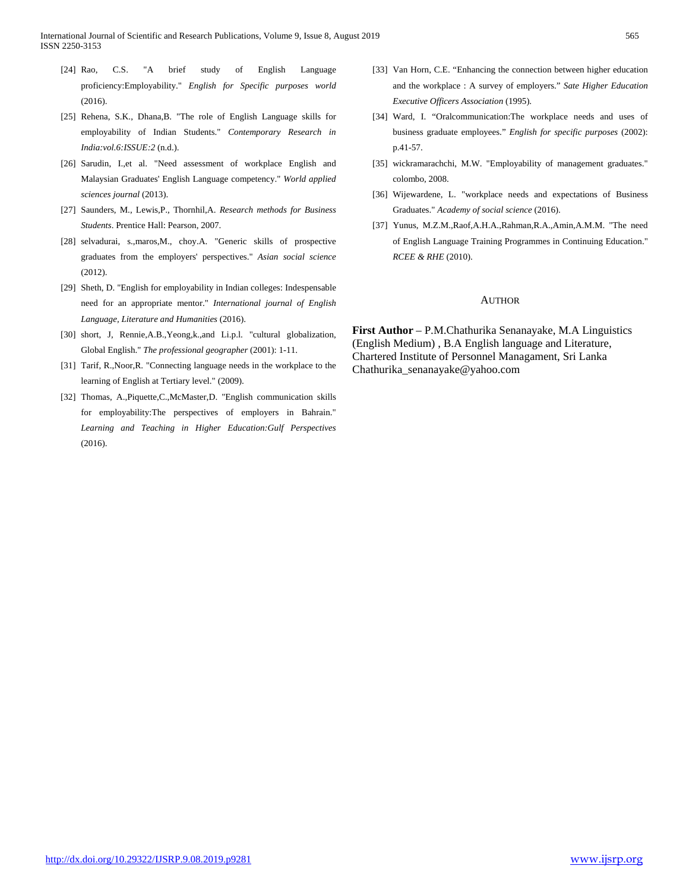[24] Rao, C.S. "A brief study of English Language proficiency:Employability." *English for Specific purposes world* (2016).

[25] Rehena, S.K., Dhana,B. "The role of English Language skills for employability of Indian Students." *Contemporary Research in India:vol.6:ISSUE:2* (n.d.).

[26] Sarudin, I.,et al. "Need assessment of workplace English and Malaysian Graduates' English Language competency." *World applied sciences journal* (2013).

[27] Saunders, M., Lewis,P., Thornhil,A. *Research methods for Business Students*. Prentice Hall: Pearson, 2007.

[28] selvadurai, s.,maros,M., choy.A. "Generic skills of prospective graduates from the employers' perspectives." *Asian social science* (2012).

[29] Sheth, D. "English for employability in Indian colleges: Indespensable need for an appropriate mentor." *International journal of English Language, Literature and Humanities* (2016).

[30] short, J, Rennie,A.B.,Yeong,k.,and Li.p.l. "cultural globalization, Global English." *The professional geographer* (2001): 1-11.

[31] Tarif, R.,Noor,R. "Connecting language needs in the workplace to the learning of English at Tertiary level." (2009).

[32] Thomas, A.,Piquette,C.,McMaster,D. "English communication skills for employability:The perspectives of employers in Bahrain." *Learning and Teaching in Higher Education:Gulf Perspectives* (2016).

[33] Van Horn, C.E. "Enhancing the connection between higher education and the workplace : A survey of employers." *Sate Higher Education Executive Officers Association* (1995).

[34] Ward, I. "Oralcommunication:The workplace needs and uses of business graduate employees." *English for specific purposes* (2002): p.41-57.

[35] wickramarachchi, M.W. "Employability of management graduates." colombo, 2008.

[36] Wijewardene, L. "workplace needs and expectations of Business Graduates." *Academy of social science* (2016).

[37] Yunus, M.Z.M.,Raof,A.H.A.,Rahman,R.A.,Amin,A.M.M. "The need of English Language Training Programmes in Continuing Education." *RCEE & RHE* (2010).

## AUTHOR

**First Author** – P.M.Chathurika Senanayake, M.A Linguistics (English Medium) , B.A English language and Literature, Chartered Institute of Personnel Managament, Sri Lanka
Chathurika_senanayake@yahoo.com